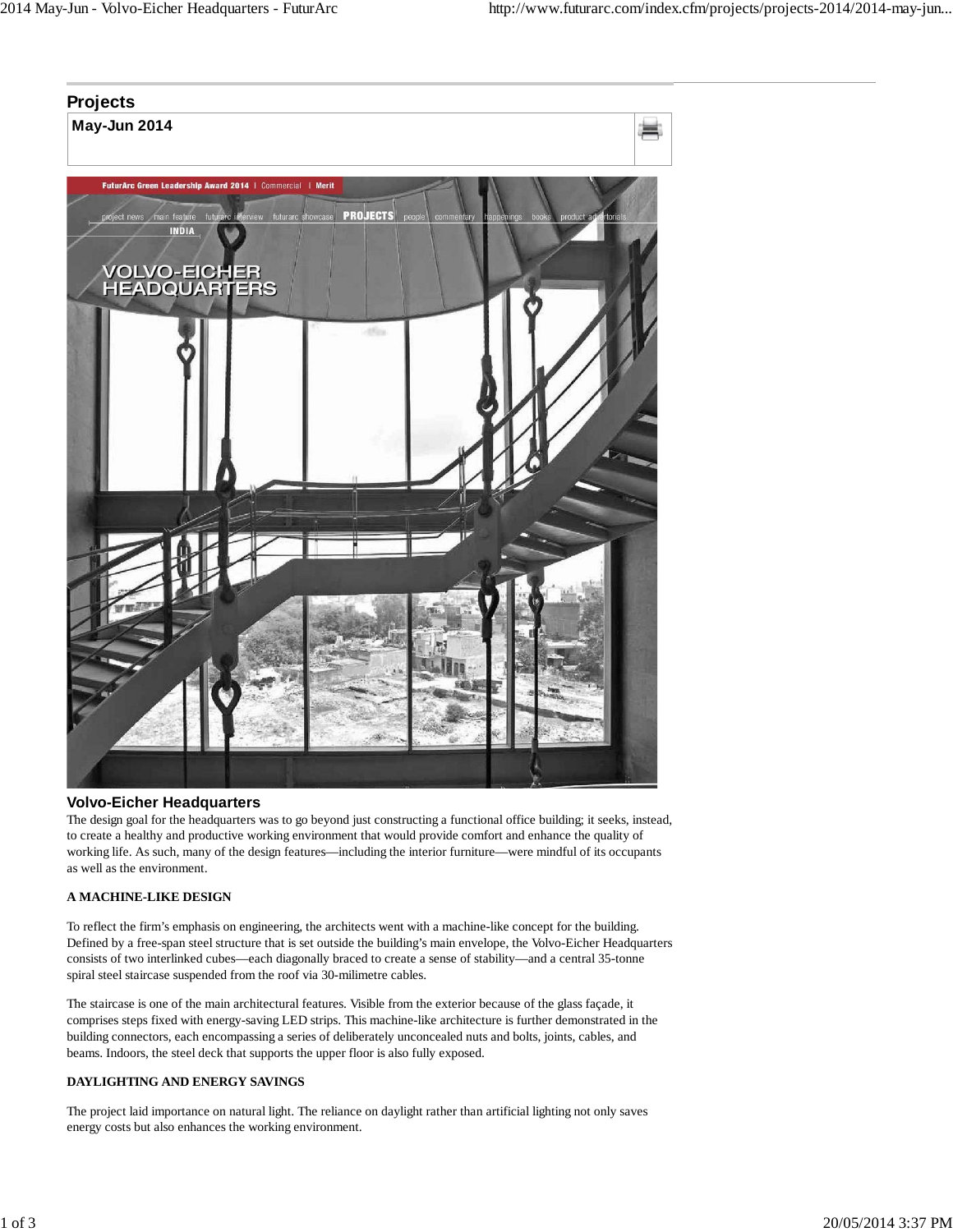## Projects

**May-Jun 2014**

### Volvo-Eicher Headquarters

The design goal for the headquarters was to go beyond just constructing a functional office building; it seeks, instead, to create a healthy and productive working environment that would provide comfort and enhance the quality of working life. As such, many of the design features—including the interior furniture—were mindful of its occupants as well as the environment.

**A MACHINE-LIKE DESIGN**

To reflect the firm's emphasis on engineering, the architects went with a machine-like concept for the building. Defined by a free-span steel structure that is set outside the building's main envelope, the Volvo-Eicher Headquarters consists of two interlinked cubes—each diagonally braced to create a sense of stability—and a central 35-tonne spiral steel staircase suspended from the roof via 30-milimetre cables.

The staircase is one of the main architectural features. Visible from the exterior because of the glass façade, it comprises steps fixed with energy-saving LED strips. This machine-like architecture is further demonstrated in the building connectors, each encompassing a series of deliberately unconcealed nuts and bolts, joints, cables, and beams. Indoors, the steel deck that supports the upper floor is also fully exposed.

**DAYLIGHTING AND ENERGY SAVINGS**

The project laid importance on natural light. The reliance on daylight rather than artificial lighting not only saves energy costs but also enhances the working environment.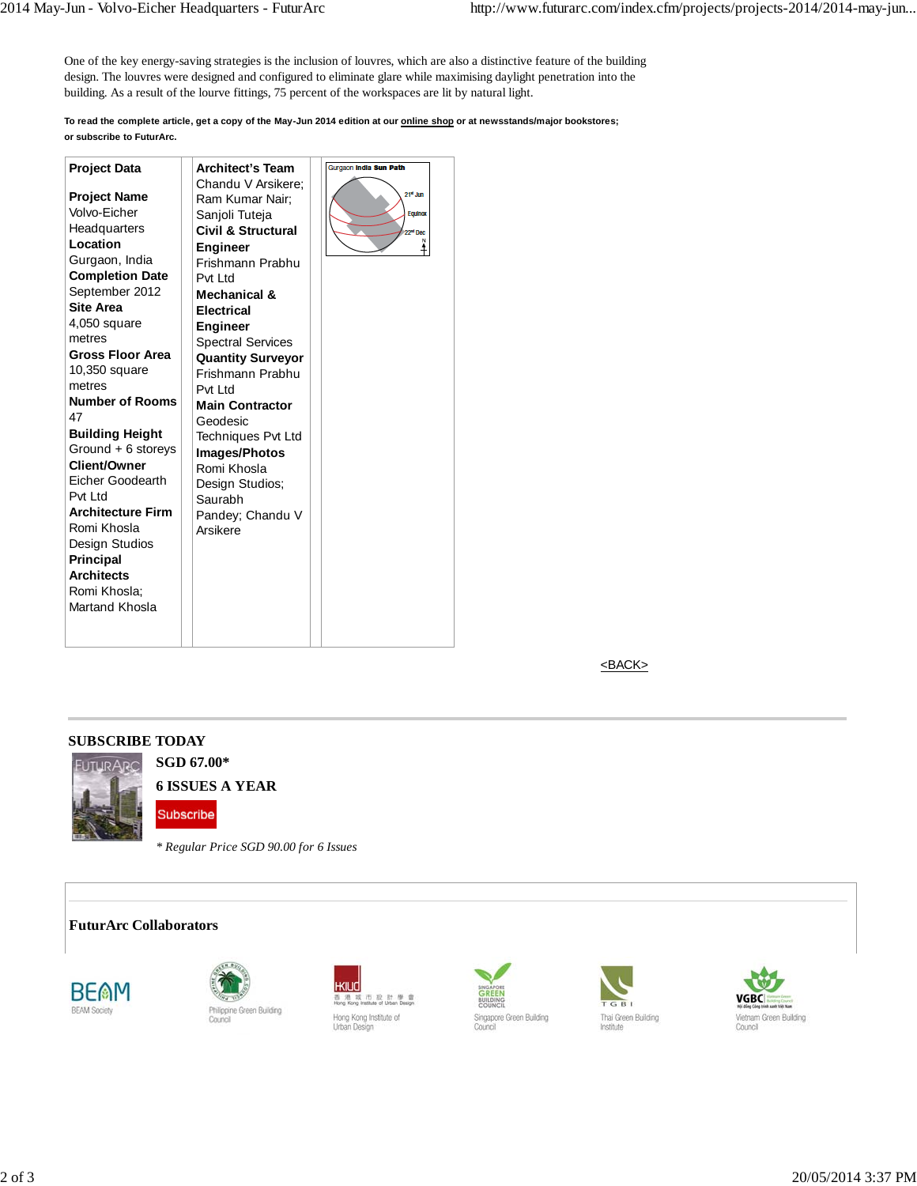One of the key energy-saving strategies is the inclusion of louvres, which are also a distinctive feature of the building design. The louvres were designed and configured to eliminate glare while maximising daylight penetration into the building. As a result of the louvre fittings, 75 percent of the workspaces are lit by natural light.

**To read the complete article, get a copy of the May-Jun 2014 edition at our online shop or at newsstands/major bookstores; or subscribe to FuturArc.**

**Project Data**

**Project Name**
Volvo-Eicher Headquarters

**Location**
Gurgaon, India

**Completion Date**
September 2012

**Site Area**
4,050 square metres

**Gross Floor Area**
10,350 square metres

**Number of Rooms**
47

**Building Height**
Ground + 6 storeys

**Client/Owner**
Eicher Goodearth Pvt Ltd

**Architecture Firm**
Romi Khosla Design Studios

**Principal Architects**
Romi Khosla; Martand Khosla

**Architect's Team**
Chandu V Arsikere; Ram Kumar Nair; Sanjoli Tuteja

**Civil & Structural Engineer**
Frishmann Prabhu Pvt Ltd

**Mechanical & Electrical Engineer**
Spectral Services

**Quantity Surveyor**
Frishmann Prabhu Pvt Ltd

**Main Contractor**
Geodesic Techniques Pvt Ltd

**Images/Photos**
Romi Khosla Design Studios; Saurabh Pandey; Chandu V Arsikere

Gurgaon India Sun Path

21st Jun
Equinox
22nd Dec
N

<BACK>

## SUBSCRIBE TODAY

**SGD 67.00***

**6 ISSUES A YEAR**

Subscribe

*\* Regular Price SGD 90.00 for 6 Issues*

## FuturArc Collaborators

BEAM Society

Philippine Green Building Council

Hong Kong Institute of Urban Design

Singapore Green Building Council

Thai Green Building Institute

Vietnam Green Building Council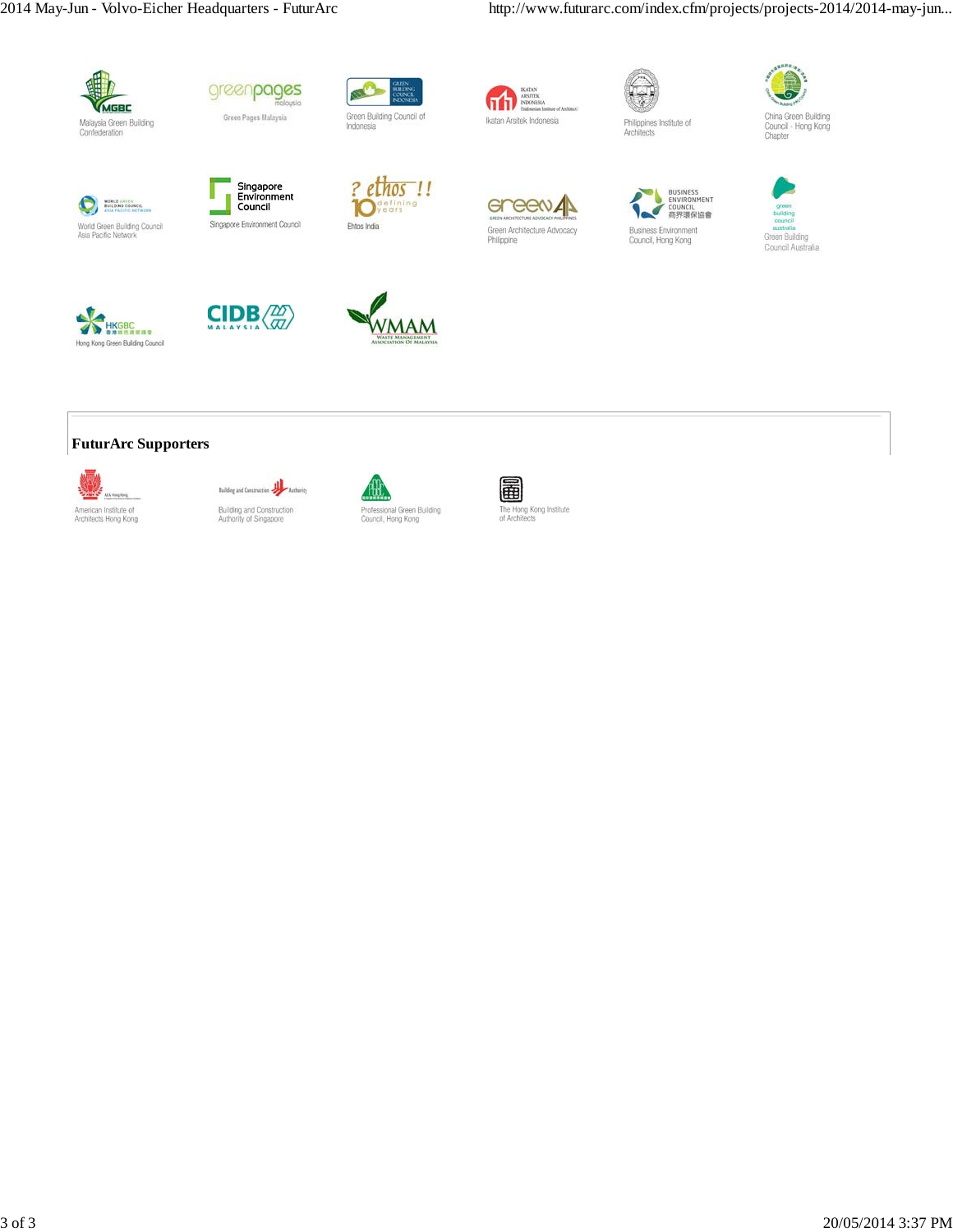Malaysia Green Building Confederation

Green Pages Malaysia

Green Building Council of Indonesia

Ikatan Arsitek Indonesia

Philippines Institute of Architects

China Green Building Council - Hong Kong Chapter

World Green Building Council Asia Pacific Network

Singapore Environment Council

Ethos India

Green Architecture Advocacy Philippine

Business Environment Council, Hong Kong

Green Building Council Australia

Hong Kong Green Building Council

CIDB Malaysia

WMAM Waste Management Association of Malaysia

## FuturArc Supporters

American Institute of Architects Hong Kong

Building and Construction Authority of Singapore

Professional Green Building Council, Hong Kong

The Hong Kong Institute of Architects